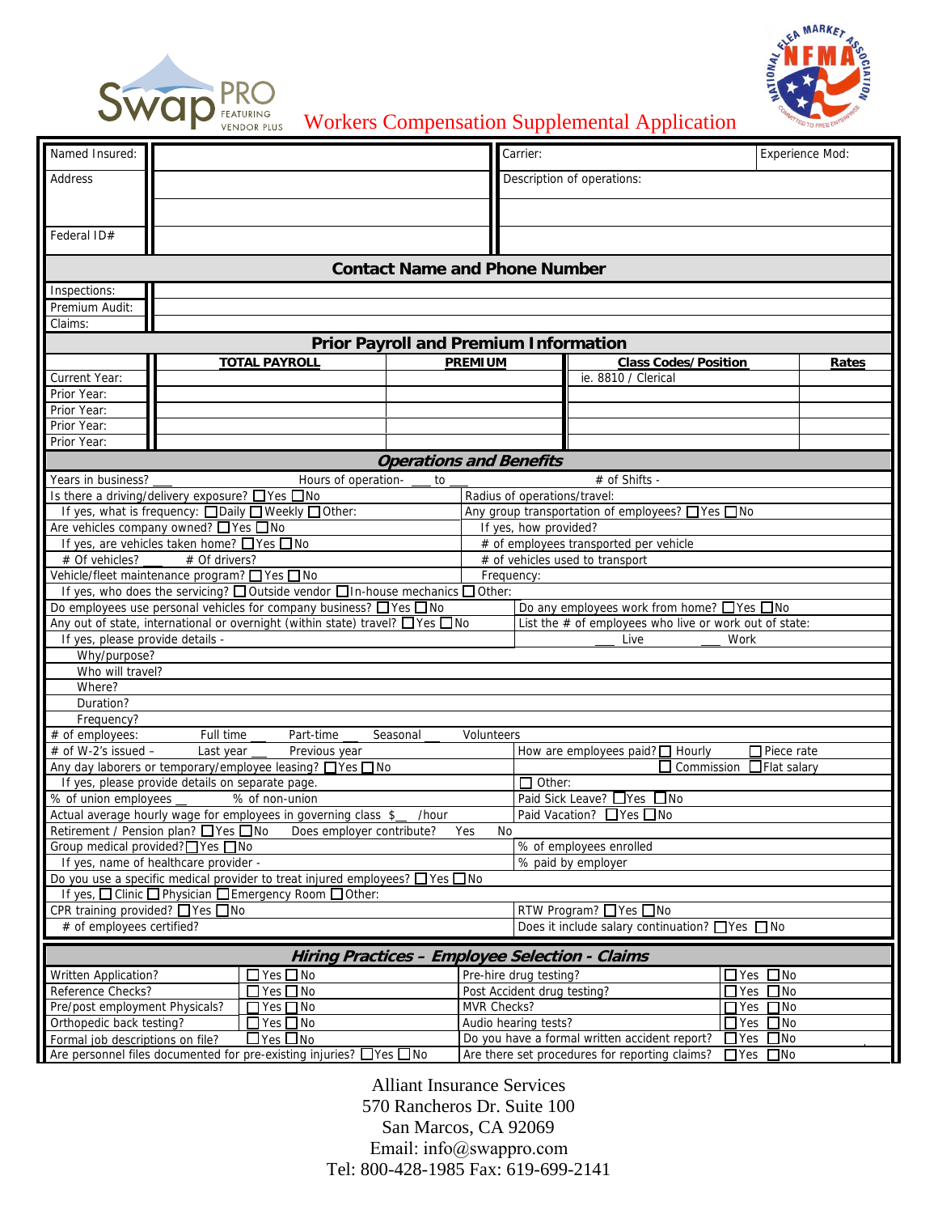# Workers Compensation Supplemental Application

| Named Insured: | | Carrier: | Experience Mod: |
|---|---|---|---|
| Address | | Description of operations: | |
| Federal ID# | | | |

## Contact Name and Phone Number

| | |
|---|---|
| Inspections: | |
| Premium Audit: | |
| Claims: | |

## Prior Payroll and Premium Information

| | TOTAL PAYROLL | PREMIUM | Class Codes/Position | Rates |
|---|---|---|---|---|
| Current Year: | | | ie. 8810 / Clerical | |
| Prior Year: | | | | |
| Prior Year: | | | | |
| Prior Year: | | | | |
| Prior Year: | | | | |

## Operations and Benefits

Years in business? ___ Hours of operation- ___ to ___ # of Shifts -

| | |
|---|---|
| Is there a driving/delivery exposure? ☐ Yes ☐ No | Radius of operations/travel: |
| If yes, what is frequency: ☐ Daily ☐ Weekly ☐ Other: | Any group transportation of employees? ☐ Yes ☐ No |
| Are vehicles company owned? ☐ Yes ☐ No | If yes, how provided? |
| If yes, are vehicles taken home? ☐ Yes ☐ No | # of employees transported per vehicle |
| # Of vehicles? ___ # Of drivers? | # of vehicles used to transport |
| Vehicle/fleet maintenance program? ☐ Yes ☐ No | Frequency: |

If yes, who does the servicing? ☐ Outside vendor ☐ In-house mechanics ☐ Other:

| | |
|---|---|
| Do employees use personal vehicles for company business? ☐ Yes ☐ No | Do any employees work from home? ☐ Yes ☐ No |
| Any out of state, international or overnight (within state) travel? ☐ Yes ☐ No | List the # of employees who live or work out of state: |
| If yes, please provide details - | ___ Live ___ Work |

Why/purpose?

Who will travel?

Where?

Duration?

Frequency?

# of employees: Full time ___ Part-time ___ Seasonal ___ Volunteers

| | |
|---|---|
| # of W-2's issued – Last year ___ Previous year | How are employees paid? ☐ Hourly ☐ Piece rate |
| Any day laborers or temporary/employee leasing? ☐ Yes ☐ No | ☐ Commission ☐ Flat salary |
| If yes, please provide details on separate page. | ☐ Other: |
| % of union employees ___ % of non-union | Paid Sick Leave? ☐ Yes ☐ No |
| Actual average hourly wage for employees in governing class $__ /hour | Paid Vacation? ☐ Yes ☐ No |

Retirement / Pension plan? ☐ Yes ☐ No Does employer contribute? Yes No

| | |
|---|---|
| Group medical provided? ☐ Yes ☐ No | % of employees enrolled |
| If yes, name of healthcare provider - | % paid by employer |

Do you use a specific medical provider to treat injured employees? ☐ Yes ☐ No

If yes, ☐ Clinic ☐ Physician ☐ Emergency Room ☐ Other:

| | |
|---|---|
| CPR training provided? ☐ Yes ☐ No | RTW Program? ☐ Yes ☐ No |
| # of employees certified? | Does it include salary continuation? ☐ Yes ☐ No |

## Hiring Practices – Employee Selection - Claims

| | | | |
|---|---|---|---|
| Written Application? | ☐ Yes ☐ No | Pre-hire drug testing? | ☐ Yes ☐ No |
| Reference Checks? | ☐ Yes ☐ No | Post Accident drug testing? | ☐ Yes ☐ No |
| Pre/post employment Physicals? | ☐ Yes ☐ No | MVR Checks? | ☐ Yes ☐ No |
| Orthopedic back testing? | ☐ Yes ☐ No | Audio hearing tests? | ☐ Yes ☐ No |
| Formal job descriptions on file? | ☐ Yes ☐ No | Do you have a formal written accident report? | ☐ Yes ☐ No |
| Are personnel files documented for pre-existing injuries? ☐ Yes ☐ No | | Are there set procedures for reporting claims? | ☐ Yes ☐ No |

Alliant Insurance Services
570 Rancheros Dr. Suite 100
San Marcos, CA 92069
Email: info@swappro.com
Tel: 800-428-1985 Fax: 619-699-2141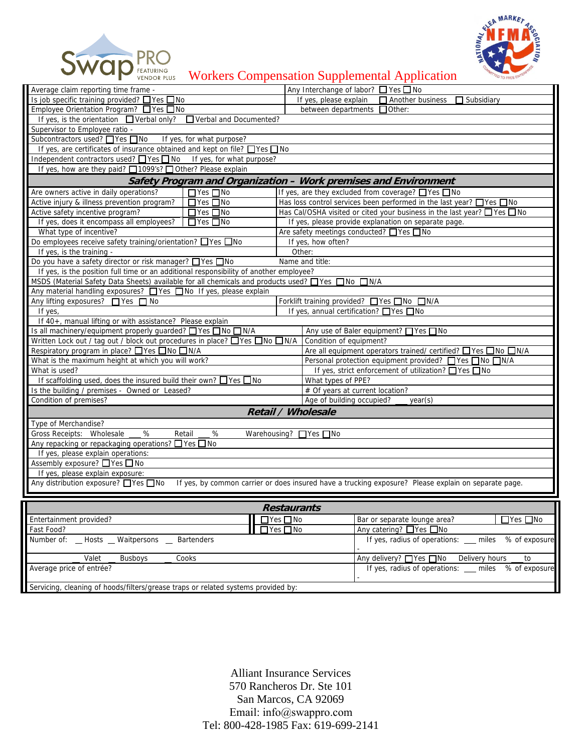# Workers Compensation Supplemental Application

| | |
|---|---|
| Average claim reporting time frame - | Any Interchange of labor? ☐ Yes ☐ No |
| Is job specific training provided? ☐ Yes ☐ No | If yes, please explain ☐ Another business ☐ Subsidiary |
| Employee Orientation Program? ☐ Yes ☐ No | between departments ☐ Other: |
| If yes, is the orientation ☐ Verbal only? ☐ Verbal and Documented? | |
| Supervisor to Employee ratio - | |
| Subcontractors used? ☐ Yes ☐ No If yes, for what purpose? | |
| If yes, are certificates of insurance obtained and kept on file? ☐ Yes ☐ No | |
| Independent contractors used? ☐ Yes ☐ No If yes, for what purpose? | |
| If yes, how are they paid? ☐ 1099's? ☐ Other? Please explain | |

## Safety Program and Organization - Work premises and Environment

| | | |
|---|---|---|
| Are owners active in daily operations? | ☐ Yes ☐ No | If yes, are they excluded from coverage? ☐ Yes ☐ No |
| Active injury & illness prevention program? | ☐ Yes ☐ No | Has loss control services been performed in the last year? ☐ Yes ☐ No |
| Active safety incentive program? | ☐ Yes ☐ No | Has Cal/OSHA visited or cited your business in the last year? ☐ Yes ☐ No |
| If yes, does it encompass all employees? | ☐ Yes ☐ No | If yes, please provide explanation on separate page. |
| What type of incentive? | | Are safety meetings conducted? ☐ Yes ☐ No |
| Do employees receive safety training/orientation? ☐ Yes ☐ No | | If yes, how often? |
| If yes, is the training - | | Other: |
| Do you have a safety director or risk manager? ☐ Yes ☐ No | | Name and title: |
| If yes, is the position full time or an additional responsibility of another employee? | | |
| MSDS (Material Safety Data Sheets) available for all chemicals and products used? ☐ Yes ☐ No ☐ N/A | | |
| Any material handling exposures? ☐ Yes ☐ No If yes, please explain | | |
| Any lifting exposures? ☐ Yes ☐ No | | Forklift training provided? ☐ Yes ☐ No ☐ N/A |
| If yes, | | If yes, annual certification? ☐ Yes ☐ No |
| If 40+, manual lifting or with assistance? Please explain | | |
| Is all machinery/equipment properly guarded? ☐ Yes ☐ No ☐ N/A | | Any use of Baler equipment? ☐ Yes ☐ No |
| Written Lock out / tag out / block out procedures in place? ☐ Yes ☐ No ☐ N/A | | Condition of equipment? |
| Respiratory program in place? ☐ Yes ☐ No ☐ N/A | | Are all equipment operators trained/ certified? ☐ Yes ☐ No ☐ N/A |
| What is the maximum height at which you will work? | | Personal protection equipment provided? ☐ Yes ☐ No ☐ N/A |
| What is used? | | If yes, strict enforcement of utilization? ☐ Yes ☐ No |
| If scaffolding used, does the insured build their own? ☐ Yes ☐ No | | What types of PPE? |
| Is the building / premises - Owned or Leased? | | # Of years at current location? |
| Condition of premises? | | Age of building occupied? ___ year(s) |

## Retail / Wholesale

| |
|---|
| Type of Merchandise? |
| Gross Receipts: Wholesale ___ % Retail ___ % Warehousing? ☐ Yes ☐ No |
| Any repacking or repackaging operations? ☐ Yes ☐ No |
| If yes, please explain operations: |
| Assembly exposure? ☐ Yes ☐ No |
| If yes, please explain exposure: |
| Any distribution exposure? ☐ Yes ☐ No If yes, by common carrier or does insured have a trucking exposure? Please explain on separate page. |

## Restaurants

| | | | |
|---|---|---|---|
| Entertainment provided? | ☐ Yes ☐ No | Bar or separate lounge area? | ☐ Yes ☐ No |
| Fast Food? | ☐ Yes ☐ No | Any catering? ☐ Yes ☐ No | |
| Number of: __ Hosts __ Waitpersons __ Bartenders | | If yes, radius of operations: ___ miles % of exposure - | |
| __ Valet __ Busboys __ Cooks | | Any delivery? ☐ Yes ☐ No Delivery hours ___ to | |
| Average price of entrée? | | If yes, radius of operations: ___ miles % of exposure - | |
| Servicing, cleaning of hoods/filters/grease traps or related systems provided by: | | | |

Alliant Insurance Services
570 Rancheros Dr. Ste 101
San Marcos, CA 92069
Email: info@swappro.com
Tel: 800-428-1985 Fax: 619-699-2141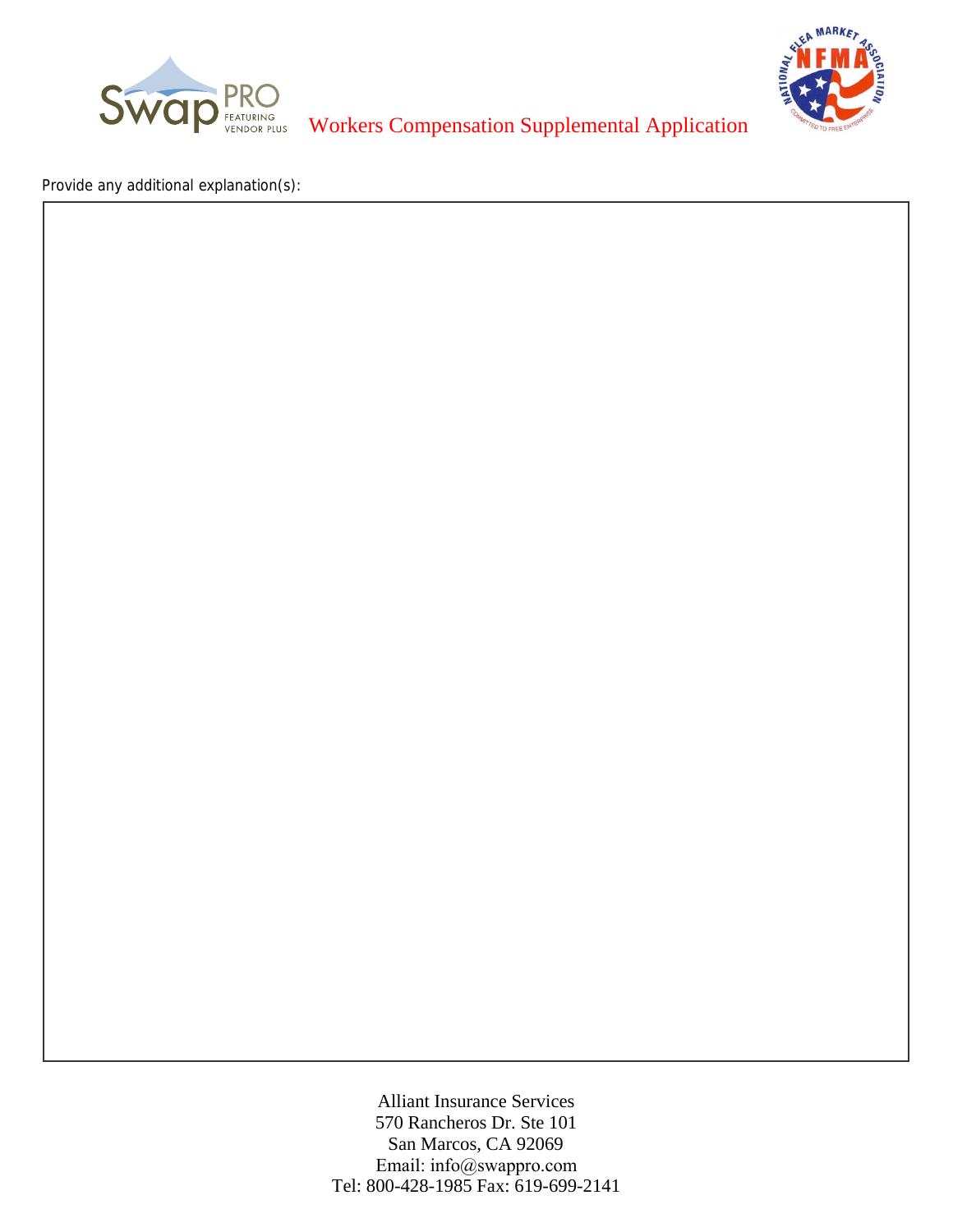Workers Compensation Supplemental Application

Provide any additional explanation(s):

Alliant Insurance Services
570 Rancheros Dr. Ste 101
San Marcos, CA 92069
Email: info@swappro.com
Tel: 800-428-1985 Fax: 619-699-2141